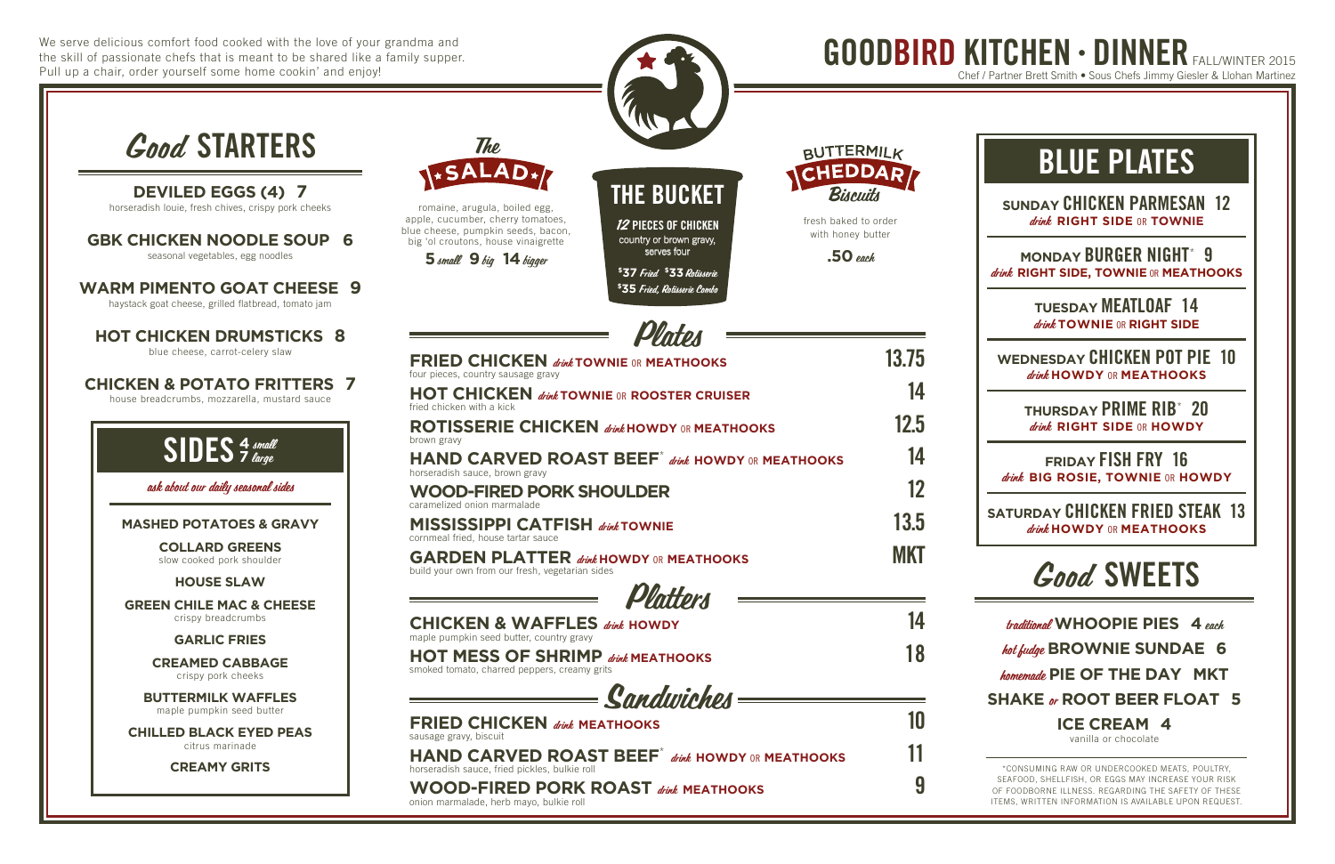We serve delicious comfort food cooked with the love of your grandma and the skill of passionate chefs that is meant to be shared like a family supper. Pull up a chair, order yourself some home cookin' and enjoy!

# GOODBIRD KITCHEN • DINNER FALL/WINTER 2015

Chef / Partner Brett Smith • Sous Chefs Jimmy Giesler & Llohan Martinez

## *Good* STARTERS

**DEVILED EGGS (4) 7**
horseradish louie, fresh chives, crispy pork cheeks

**GBK CHICKEN NOODLE SOUP 6**
seasonal vegetables, egg noodles

**WARM PIMENTO GOAT CHEESE 9**
haystack goat cheese, grilled flatbread, tomato jam

**HOT CHICKEN DRUMSTICKS 8**
blue cheese, carrot-celery slaw

**CHICKEN & POTATO FRITTERS 7**
house breadcrumbs, mozzarella, mustard sauce

## SIDES 4 *small* 7 *large*

*ask about our daily seasonal sides*

**MASHED POTATOES & GRAVY**

**COLLARD GREENS**
slow cooked pork shoulder

**HOUSE SLAW**

**GREEN CHILE MAC & CHEESE**
crispy breadcrumbs

**GARLIC FRIES**

**CREAMED CABBAGE**
crispy pork cheeks

**BUTTERMILK WAFFLES**
maple pumpkin seed butter

**CHILLED BLACK EYED PEAS**
citrus marinade

**CREAMY GRITS**

## *The* SALAD

romaine, arugula, boiled egg, apple, cucumber, cherry tomatoes, blue cheese, pumpkin seeds, bacon, big 'ol croutons, house vinaigrette

**5** *small* **9** *big* **14** *bigger*

## THE BUCKET

*12* **PIECES OF CHICKEN**
country or brown gravy, serves four

**$37** *Fried* **$33** *Rotisserie*
**$35** *Fried, Rotisserie Combo*

## BUTTERMILK CHEDDAR *Biscuits*

fresh baked to order with honey butter

**.50** *each*

## *Plates*

**FRIED CHICKEN** *drink* **TOWNIE** OR **MEATHOOKS** — **13.75**
four pieces, country sausage gravy

**HOT CHICKEN** *drink* **TOWNIE** OR **ROOSTER CRUISER** — **14**
fried chicken with a kick

**ROTISSERIE CHICKEN** *drink* **HOWDY** OR **MEATHOOKS** — **12.5**
brown gravy

**HAND CARVED ROAST BEEF*** *drink* **HOWDY** OR **MEATHOOKS** — **14**
horseradish sauce, brown gravy

**WOOD-FIRED PORK SHOULDER** — **12**
caramelized onion marmalade

**MISSISSIPPI CATFISH** *drink* **TOWNIE** — **13.5**
cornmeal fried, house tartar sauce

**GARDEN PLATTER** *drink* **HOWDY** OR **MEATHOOKS** — **MKT**
build your own from our fresh, vegetarian sides

## *Platters*

**CHICKEN & WAFFLES** *drink* **HOWDY** — **14**
maple pumpkin seed butter, country gravy

**HOT MESS OF SHRIMP** *drink* **MEATHOOKS** — **18**
smoked tomato, charred peppers, creamy grits

## *Sandwiches*

**FRIED CHICKEN** *drink* **MEATHOOKS** — **10**
sausage gravy, biscuit

**HAND CARVED ROAST BEEF*** *drink* **HOWDY** OR **MEATHOOKS** — **11**
horseradish sauce, fried pickles, bulkie roll

**WOOD-FIRED PORK ROAST** *drink* **MEATHOOKS** — **9**
onion marmalade, herb mayo, bulkie roll

## BLUE PLATES

**SUNDAY CHICKEN PARMESAN 12**
*drink* **RIGHT SIDE** OR **TOWNIE**

**MONDAY BURGER NIGHT* 9**
*drink* **RIGHT SIDE, TOWNIE** OR **MEATHOOKS**

**TUESDAY MEATLOAF 14**
*drink* **TOWNIE** OR **RIGHT SIDE**

**WEDNESDAY CHICKEN POT PIE 10**
*drink* **HOWDY** OR **MEATHOOKS**

**THURSDAY PRIME RIB* 20**
*drink* **RIGHT SIDE** OR **HOWDY**

**FRIDAY FISH FRY 16**
*drink* **BIG ROSIE, TOWNIE** OR **HOWDY**

**SATURDAY CHICKEN FRIED STEAK 13**
*drink* **HOWDY** OR **MEATHOOKS**

## *Good* SWEETS

*traditional* **WHOOPIE PIES 4** *each*

*hot fudge* **BROWNIE SUNDAE 6**

*homemade* **PIE OF THE DAY MKT**

**SHAKE** *or* **ROOT BEER FLOAT 5**

**ICE CREAM 4**
vanilla or chocolate

*CONSUMING RAW OR UNDERCOOKED MEATS, POULTRY, SEAFOOD, SHELLFISH, OR EGGS MAY INCREASE YOUR RISK OF FOODBORNE ILLNESS. REGARDING THE SAFETY OF THESE ITEMS, WRITTEN INFORMATION IS AVAILABLE UPON REQUEST.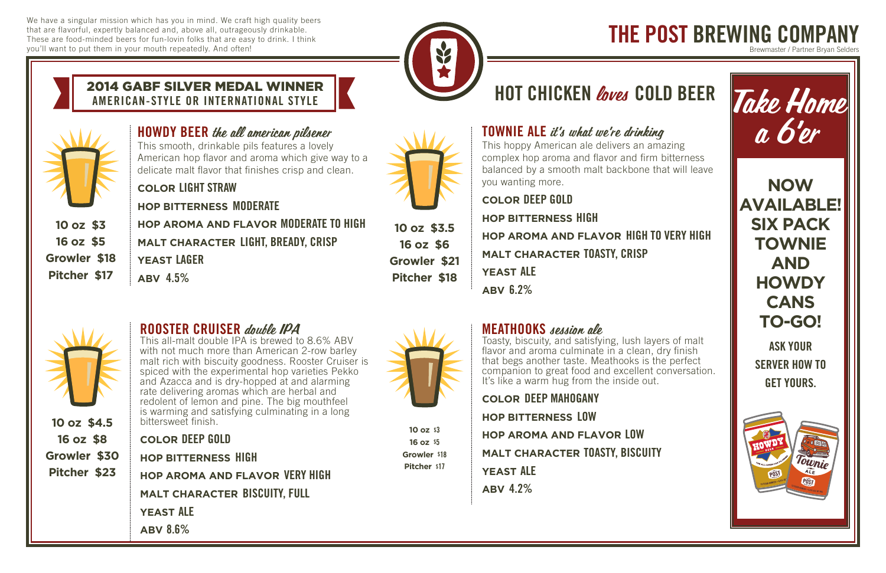We have a singular mission which has you in mind. We craft high quality beers that are flavorful, expertly balanced and, above all, outrageously drinkable. These are food-minded beers for fun-lovin folks that are easy to drink. I think you'll want to put them in your mouth repeatedly. And often!

# THE POST BREWING COMPANY

Brewmaster / Partner Bryan Selders

## HOT CHICKEN *loves* COLD BEER

**2014 GABF SILVER MEDAL WINNER**
AMERICAN-STYLE OR INTERNATIONAL STYLE

### HOWDY BEER *the all american pilsener*

This smooth, drinkable pils features a lovely American hop flavor and aroma which give way to a delicate malt flavor that finishes crisp and clean.

**COLOR** LIGHT STRAW
**HOP BITTERNESS** MODERATE
**HOP AROMA AND FLAVOR** MODERATE TO HIGH
**MALT CHARACTER** LIGHT, BREADY, CRISP
**YEAST** LAGER
**ABV** 4.5%

**10 oz $3**
**16 oz $5**
**Growler $18**
**Pitcher $17**

### TOWNIE ALE *it's what we're drinking*

This hoppy American ale delivers an amazing complex hop aroma and flavor and firm bitterness balanced by a smooth malt backbone that will leave you wanting more.

**COLOR** DEEP GOLD
**HOP BITTERNESS** HIGH
**HOP AROMA AND FLAVOR** HIGH TO VERY HIGH
**MALT CHARACTER** TOASTY, CRISP
**YEAST** ALE
**ABV** 6.2%

**10 oz $3.5**
**16 oz $6**
**Growler $21**
**Pitcher $18**

### ROOSTER CRUISER *double IPA*

This all-malt double IPA is brewed to 8.6% ABV with not much more than American 2-row barley malt rich with biscuity goodness. Rooster Cruiser is spiced with the experimental hop varieties Pekko and Azacca and is dry-hopped at and alarming rate delivering aromas which are herbal and redolent of lemon and pine. The big mouthfeel is warming and satisfying culminating in a long bittersweet finish.

**COLOR** DEEP GOLD
**HOP BITTERNESS** HIGH
**HOP AROMA AND FLAVOR** VERY HIGH
**MALT CHARACTER** BISCUITY, FULL
**YEAST** ALE
**ABV** 8.6%

**10 oz $4.5**
**16 oz $8**
**Growler $30**
**Pitcher $23**

### MEATHOOKS *session ale*

Toasty, biscuity, and satisfying, lush layers of malt flavor and aroma culminate in a clean, dry finish that begs another taste. Meathooks is the perfect companion to great food and excellent conversation. It's like a warm hug from the inside out.

**COLOR** DEEP MAHOGANY
**HOP BITTERNESS** LOW
**HOP AROMA AND FLAVOR** LOW
**MALT CHARACTER** TOASTY, BISCUITY
**YEAST** ALE
**ABV** 4.2%

**10 oz $3**
**16 oz $5**
**Growler $18**
**Pitcher $17**

## *Take Home a 6'er*

**NOW AVAILABLE! SIX PACK TOWNIE AND HOWDY CANS TO-GO!**

ASK YOUR SERVER HOW TO GET YOURS.